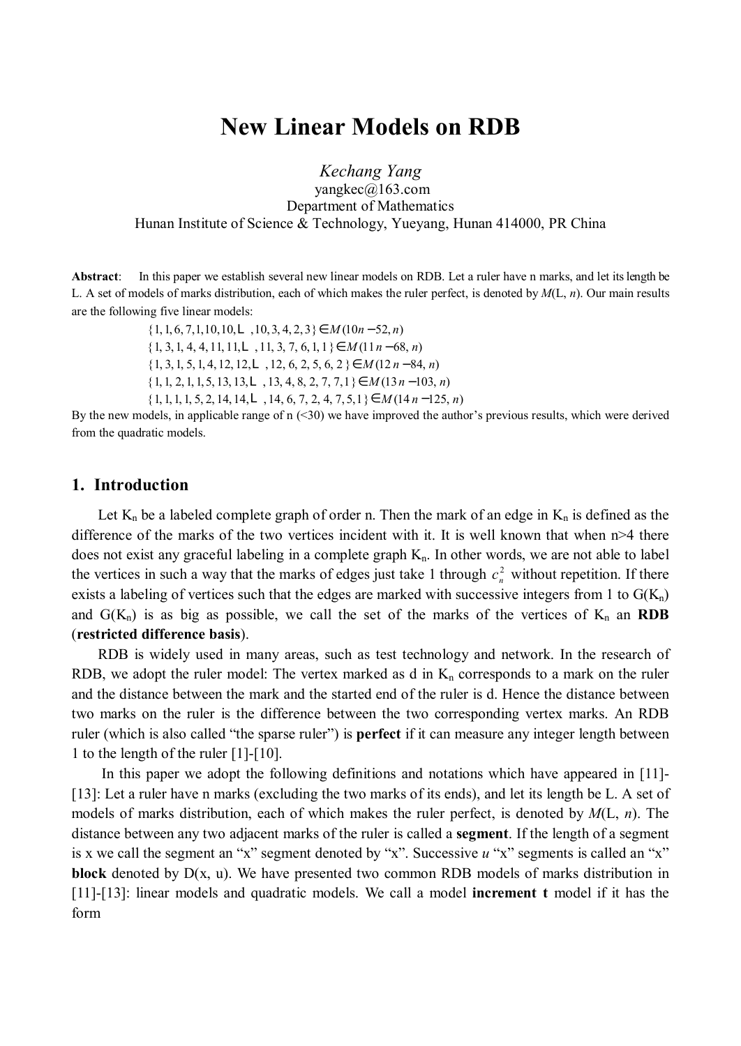# New Linear Models on RDB

*Kechang Yang*
yangkec@163.com
Department of Mathematics
Hunan Institute of Science & Technology, Yueyang, Hunan 414000, PR China

**Abstract**: In this paper we establish several new linear models on RDB. Let a ruler have n marks, and let its length be L. A set of models of marks distribution, each of which makes the ruler perfect, is denoted by *M*(L, *n*). Our main results are the following five linear models:

$$\{1,1,6,7,1,10,10,\ldots,10,3,4,2,3\} \in M(10n-52, n)$$
$$\{1,3,1,4,4,11,11,\ldots,11,3,7,6,1,1\} \in M(11n-68, n)$$
$$\{1,3,1,5,1,4,12,12,\ldots,12,6,2,5,6,2\} \in M(12n-84, n)$$
$$\{1,1,2,1,1,5,13,13,\ldots,13,4,8,2,7,7,1\} \in M(13n-103, n)$$
$$\{1,1,1,1,5,2,14,14,\ldots,14,6,7,2,4,7,5,1\} \in M(14n-125, n)$$

By the new models, in applicable range of n (<30) we have improved the author's previous results, which were derived from the quadratic models.

## 1. Introduction

Let $K_n$ be a labeled complete graph of order n. Then the mark of an edge in $K_n$ is defined as the difference of the marks of the two vertices incident with it. It is well known that when n>4 there does not exist any graceful labeling in a complete graph $K_n$. In other words, we are not able to label the vertices in such a way that the marks of edges just take 1 through $c_n^2$ without repetition. If there exists a labeling of vertices such that the edges are marked with successive integers from 1 to $G(K_n)$ and $G(K_n)$ is as big as possible, we call the set of the marks of the vertices of $K_n$ an **RDB** (**restricted difference basis**).

RDB is widely used in many areas, such as test technology and network. In the research of RDB, we adopt the ruler model: The vertex marked as d in $K_n$ corresponds to a mark on the ruler and the distance between the mark and the started end of the ruler is d. Hence the distance between two marks on the ruler is the difference between the two corresponding vertex marks. An RDB ruler (which is also called "the sparse ruler") is **perfect** if it can measure any integer length between 1 to the length of the ruler [1]-[10].

In this paper we adopt the following definitions and notations which have appeared in [11]-[13]: Let a ruler have n marks (excluding the two marks of its ends), and let its length be L. A set of models of marks distribution, each of which makes the ruler perfect, is denoted by *M*(L, *n*). The distance between any two adjacent marks of the ruler is called a **segment**. If the length of a segment is x we call the segment an "x" segment denoted by "x". Successive *u* "x" segments is called an "x" **block** denoted by D(x, u). We have presented two common RDB models of marks distribution in [11]-[13]: linear models and quadratic models. We call a model **increment t** model if it has the form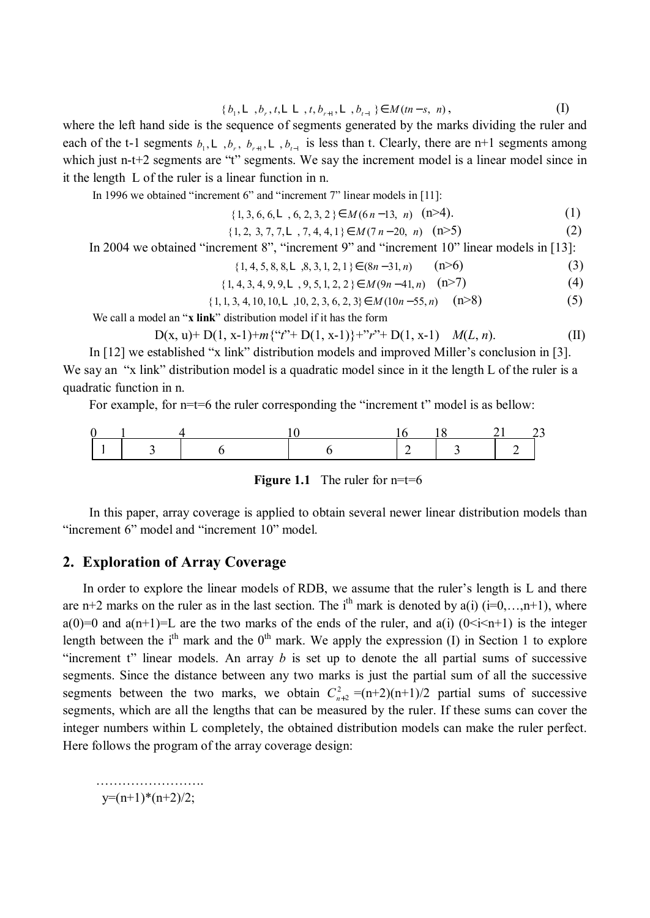$$\{b_1, \cdots, b_r, t, \cdots\cdots, t, b_{r+1}, \cdots, b_{t-1}\} \in M(tn - s,\ n), \tag{I}$$

where the left hand side is the sequence of segments generated by the marks dividing the ruler and each of the t-1 segments $b_1, \cdots, b_r,\ b_{r+1}, \cdots, b_{t-1}$ is less than t. Clearly, there are n+1 segments among which just n-t+2 segments are "t" segments. We say the increment model is a linear model since in it the length L of the ruler is a linear function in n.

In 1996 we obtained "increment 6" and "increment 7" linear models in [11]:

$$\{1, 3, 6, 6, \cdots, 6, 2, 3, 2\} \in M(6n - 13,\ n) \quad (n>4). \tag{1}$$

$$\{1, 2,\ 3, 7, 7, \cdots, 7, 4, 4, 1\} \in M(7n - 20,\ n) \quad (n>5) \tag{2}$$

In 2004 we obtained "increment 8", "increment 9" and "increment 10" linear models in [13]:

$$\{1, 4, 5, 8, 8, \cdots, 8, 3, 1, 2, 1\} \in (8n - 31, n) \qquad (n>6) \tag{3}$$

$$\{1, 4, 3, 4, 9, 9, \cdots, 9, 5, 1, 2, 2\} \in M(9n - 41, n) \quad (n>7) \tag{4}$$

$$\{1, 1, 3, 4, 10, 10, \cdots, 10, 2, 3, 6, 2, 3\} \in M(10n - 55, n) \quad (n>8) \tag{5}$$

We call a model an "**x link**" distribution model if it has the form

$$D(x, u) + D(1, x-1) + m\{\text{"}t\text{"} + D(1, x-1)\} + \text{"}r\text{"} + D(1, x-1) \quad M(L, n). \tag{II}$$

In [12] we established "x link" distribution models and improved Miller's conclusion in [3]. We say an "x link" distribution model is a quadratic model since in it the length L of the ruler is a quadratic function in n.

For example, for n=t=6 the ruler corresponding the "increment t" model is as bellow:

| 0 | 1 | 4 | 10 | 16 | 18 | 21 | 23 |
|---|---|---|---|---|---|---|---|
| 1 | 3 | 6 | 6 | 2 | 3 | 2 | |

**Figure 1.1** The ruler for n=t=6

In this paper, array coverage is applied to obtain several newer linear distribution models than "increment 6" model and "increment 10" model.

## 2. Exploration of Array Coverage

In order to explore the linear models of RDB, we assume that the ruler's length is L and there are n+2 marks on the ruler as in the last section. The i[th] mark is denoted by a(i) (i=0,…,n+1), where a(0)=0 and a(n+1)=L are the two marks of the ends of the ruler, and a(i) (0<i<n+1) is the integer length between the i[th] mark and the 0[th] mark. We apply the expression (I) in Section 1 to explore "increment t" linear models. An array *b* is set up to denote the all partial sums of successive segments. Since the distance between any two marks is just the partial sum of all the successive segments between the two marks, we obtain $C_{n+2}^{2}$ =(n+2)(n+1)/2 partial sums of successive segments, which are all the lengths that can be measured by the ruler. If these sums can cover the integer numbers within L completely, the obtained distribution models can make the ruler perfect. Here follows the program of the array coverage design:

```
…………………….
y=(n+1)*(n+2)/2;
```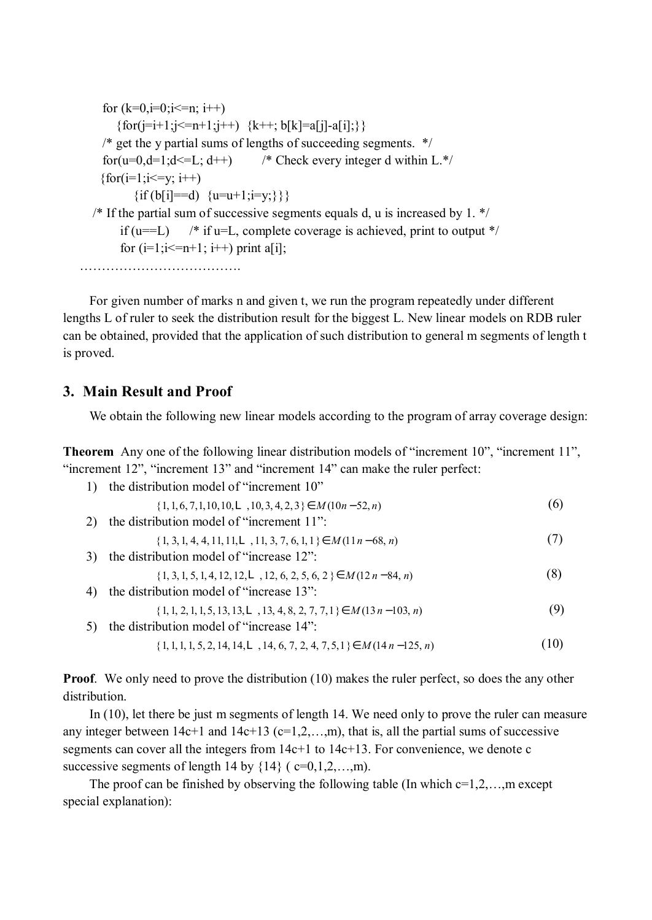```
    for (k=0,i=0;i<=n; i++)
        {for(j=i+1;j<=n+1;j++)  {k++; b[k]=a[j]-a[i];}}
    /* get the y partial sums of lengths of succeeding segments.  */
    for(u=0,d=1;d<=L; d++)        /* Check every integer d within L.*/
    {for(i=1;i<=y; i++)
          {if (b[i]==d)  {u=u+1;i=y;}}}
  /* If the partial sum of successive segments equals d, u is increased by 1. */
       if (u==L)      /* if u=L, complete coverage is achieved, print to output */
       for (i=1;i<=n+1; i++) print a[i];
………………………………….
```

For given number of marks n and given t, we run the program repeatedly under different lengths L of ruler to seek the distribution result for the biggest L. New linear models on RDB ruler can be obtained, provided that the application of such distribution to general m segments of length t is proved.

## 3. Main Result and Proof

We obtain the following new linear models according to the program of array coverage design:

**Theorem** Any one of the following linear distribution models of "increment 10", "increment 11", "increment 12", "increment 13" and "increment 14" can make the ruler perfect:

1) the distribution model of "increment 10"

$$\{1,1,6,7,1,10,10,\ldots,10,3,4,2,3\} \in M(10n-52,n) \tag{6}$$

2) the distribution model of "increment 11":

$$\{1,3,1,4,4,11,11,\ldots,11,3,7,6,1,1\} \in M(11n-68,n) \tag{7}$$

3) the distribution model of "increase 12":

$$\{1,3,1,5,1,4,12,12,\ldots,12,6,2,5,6,2\} \in M(12n-84,n) \tag{8}$$

4) the distribution model of "increase 13":

$$\{1,1,2,1,1,5,13,13,\ldots,13,4,8,2,7,7,1\} \in M(13n-103,n) \tag{9}$$

5) the distribution model of "increase 14":

$$\{1,1,1,1,5,2,14,14,\ldots,14,6,7,2,4,7,5,1\} \in M(14n-125,n) \tag{10}$$

**Proof**. We only need to prove the distribution (10) makes the ruler perfect, so does the any other distribution.

In (10), let there be just m segments of length 14. We need only to prove the ruler can measure any integer between $14c+1$ and $14c+13$ ($c=1,2,\ldots,m$), that is, all the partial sums of successive segments can cover all the integers from $14c+1$ to $14c+13$. For convenience, we denote c successive segments of length 14 by $\{14\}$ ( $c=0,1,2,\ldots,m$).

The proof can be finished by observing the following table (In which $c=1,2,\ldots,m$ except special explanation):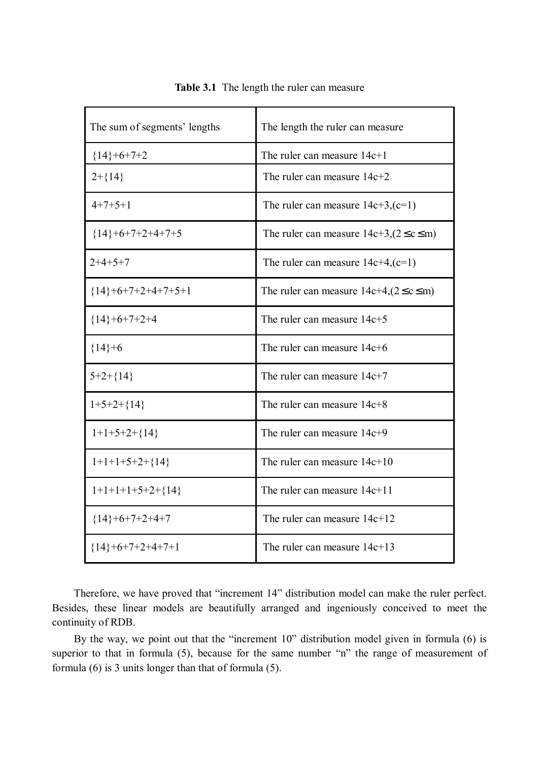**Table 3.1** The length the ruler can measure

| The sum of segments' lengths | The length the ruler can measure |
|---|---|
| {14}+6+7+2 | The ruler can measure 14c+1 |
| 2+{14} | The ruler can measure 14c+2 |
| 4+7+5+1 | The ruler can measure 14c+3,(c=1) |
| {14}+6+7+2+4+7+5 | The ruler can measure 14c+3,($2 \le c \le m$) |
| 2+4+5+7 | The ruler can measure 14c+4,(c=1) |
| {14}+6+7+2+4+7+5+1 | The ruler can measure 14c+4,($2 \le c \le m$) |
| {14}+6+7+2+4 | The ruler can measure 14c+5 |
| {14}+6 | The ruler can measure 14c+6 |
| 5+2+{14} | The ruler can measure 14c+7 |
| 1+5+2+{14} | The ruler can measure 14c+8 |
| 1+1+5+2+{14} | The ruler can measure 14c+9 |
| 1+1+1+5+2+{14} | The ruler can measure 14c+10 |
| 1+1+1+1+5+2+{14} | The ruler can measure 14c+11 |
| {14}+6+7+2+4+7 | The ruler can measure 14c+12 |
| {14}+6+7+2+4+7+1 | The ruler can measure 14c+13 |

Therefore, we have proved that "increment 14" distribution model can make the ruler perfect. Besides, these linear models are beautifully arranged and ingeniously conceived to meet the continuity of RDB.

By the way, we point out that the "increment 10" distribution model given in formula (6) is superior to that in formula (5), because for the same number "n" the range of measurement of formula (6) is 3 units longer than that of formula (5).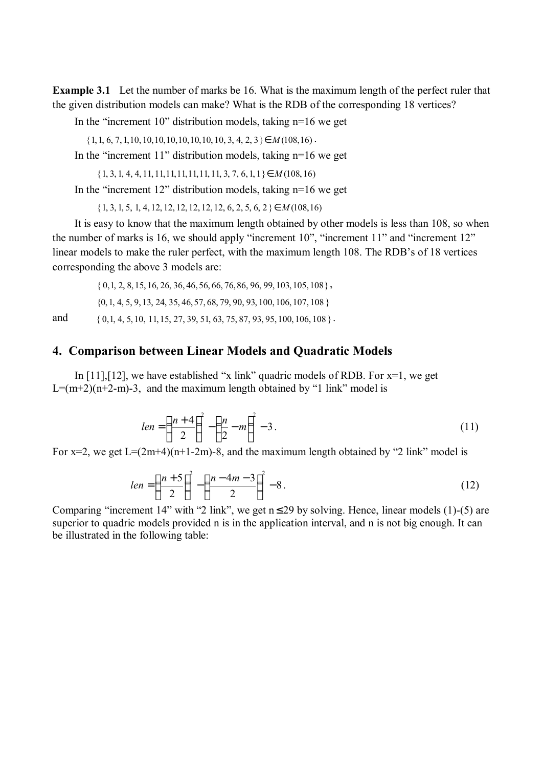**Example 3.1** Let the number of marks be 16. What is the maximum length of the perfect ruler that the given distribution models can make? What is the RDB of the corresponding 18 vertices?

In the "increment 10" distribution models, taking n=16 we get

$\{1, 1, 6, 7, 1, 10, 10, 10, 10, 10, 10, 10, 10, 3, 4, 2, 3\} \in M(108,16)$.

In the "increment 11" distribution models, taking n=16 we get

$\{1, 3, 1, 4, 4, 11, 11, 11, 11, 11, 11, 11, 3, 7, 6, 1, 1\} \in M(108,16)$

In the "increment 12" distribution models, taking n=16 we get

$\{1, 3, 1, 5, 1, 4, 12, 12, 12, 12, 12, 12, 6, 2, 5, 6, 2\} \in M(108,16)$

It is easy to know that the maximum length obtained by other models is less than 108, so when the number of marks is 16, we should apply "increment 10", "increment 11" and "increment 12" linear models to make the ruler perfect, with the maximum length 108. The RDB's of 18 vertices corresponding the above 3 models are:

$\{0, 1, 2, 8, 15, 16, 26, 36, 46, 56, 66, 76, 86, 96, 99, 103, 105, 108\}$,

$\{0, 1, 4, 5, 9, 13, 24, 35, 46, 57, 68, 79, 90, 93, 100, 106, 107, 108\}$

and $\{0, 1, 4, 5, 10, 11, 15, 27, 39, 51, 63, 75, 87, 93, 95, 100, 106, 108\}$.

## 4. Comparison between Linear Models and Quadratic Models

In [11],[12], we have established "x link" quadric models of RDB. For x=1, we get L=(m+2)(n+2-m)-3, and the maximum length obtained by "1 link" model is

$$len = \left(\frac{n+4}{2}\right)^2 - \left(\frac{n}{2} - m\right)^2 - 3. \tag{11}$$

For x=2, we get L=(2m+4)(n+1-2m)-8, and the maximum length obtained by "2 link" model is

$$len = \left(\frac{n+5}{2}\right)^2 - \left(\frac{n-4m-3}{2}\right)^2 - 8. \tag{12}$$

Comparing "increment 14" with "2 link", we get $n \leq 29$ by solving. Hence, linear models (1)-(5) are superior to quadric models provided n is in the application interval, and n is not big enough. It can be illustrated in the following table: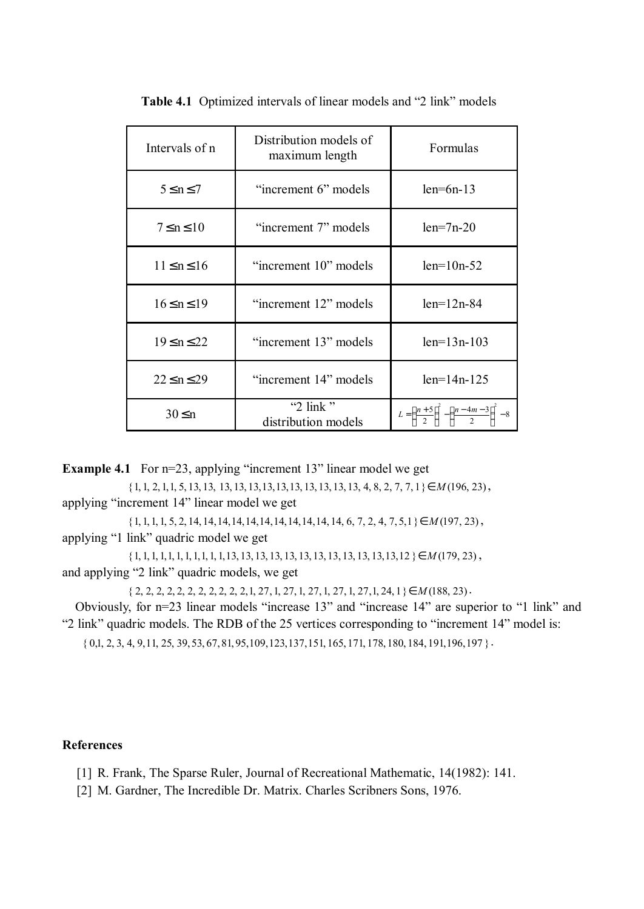**Table 4.1** Optimized intervals of linear models and "2 link" models

| Intervals of n | Distribution models of maximum length | Formulas |
|---|---|---|
| $5 \le n \le 7$ | "increment 6" models | len=6n-13 |
| $7 \le n \le 10$ | "increment 7" models | len=7n-20 |
| $11 \le n \le 16$ | "increment 10" models | len=10n-52 |
| $16 \le n \le 19$ | "increment 12" models | len=12n-84 |
| $19 \le n \le 22$ | "increment 13" models | len=13n-103 |
| $22 \le n \le 29$ | "increment 14" models | len=14n-125 |
| $30 \le n$ | "2 link" distribution models | $L = \left(\frac{n+5}{2}\right)^2 - \left(\frac{n-4m-3}{2}\right)^2 - 8$ |

**Example 4.1** For n=23, applying "increment 13" linear model we get

$$\{1, 1, 2, 1, 1, 5, 13, 13, 13, 13, 13, 13, 13, 13, 13, 13, 13, 13, 4, 8, 2, 7, 7, 1\} \in M(196, 23),$$

applying "increment 14" linear model we get

$$\{1, 1, 1, 1, 5, 2, 14, 14, 14, 14, 14, 14, 14, 14, 14, 14, 14, 6, 7, 2, 4, 7, 5, 1\} \in M(197, 23),$$

applying "1 link" quadric model we get

$$\{1, 1, 1, 1, 1, 1, 1, 1, 1, 1, 1, 13, 13, 13, 13, 13, 13, 13, 13, 13, 13, 13, 13, 12\} \in M(179, 23),$$

and applying "2 link" quadric models, we get

$$\{2, 2, 2, 2, 2, 2, 2, 2, 2, 2, 2, 1, 27, 1, 27, 1, 27, 1, 27, 1, 27, 1, 24, 1\} \in M(188, 23).$$

Obviously, for n=23 linear models "increase 13" and "increase 14" are superior to "1 link" and "2 link" quadric models. The RDB of the 25 vertices corresponding to "increment 14" model is:

$$\{0, 1, 2, 3, 4, 9, 11, 25, 39, 53, 67, 81, 95, 109, 123, 137, 151, 165, 171, 178, 180, 184, 191, 196, 197\}.$$

## References

[1] R. Frank, The Sparse Ruler, Journal of Recreational Mathematic, 14(1982): 141.

[2] M. Gardner, The Incredible Dr. Matrix. Charles Scribners Sons, 1976.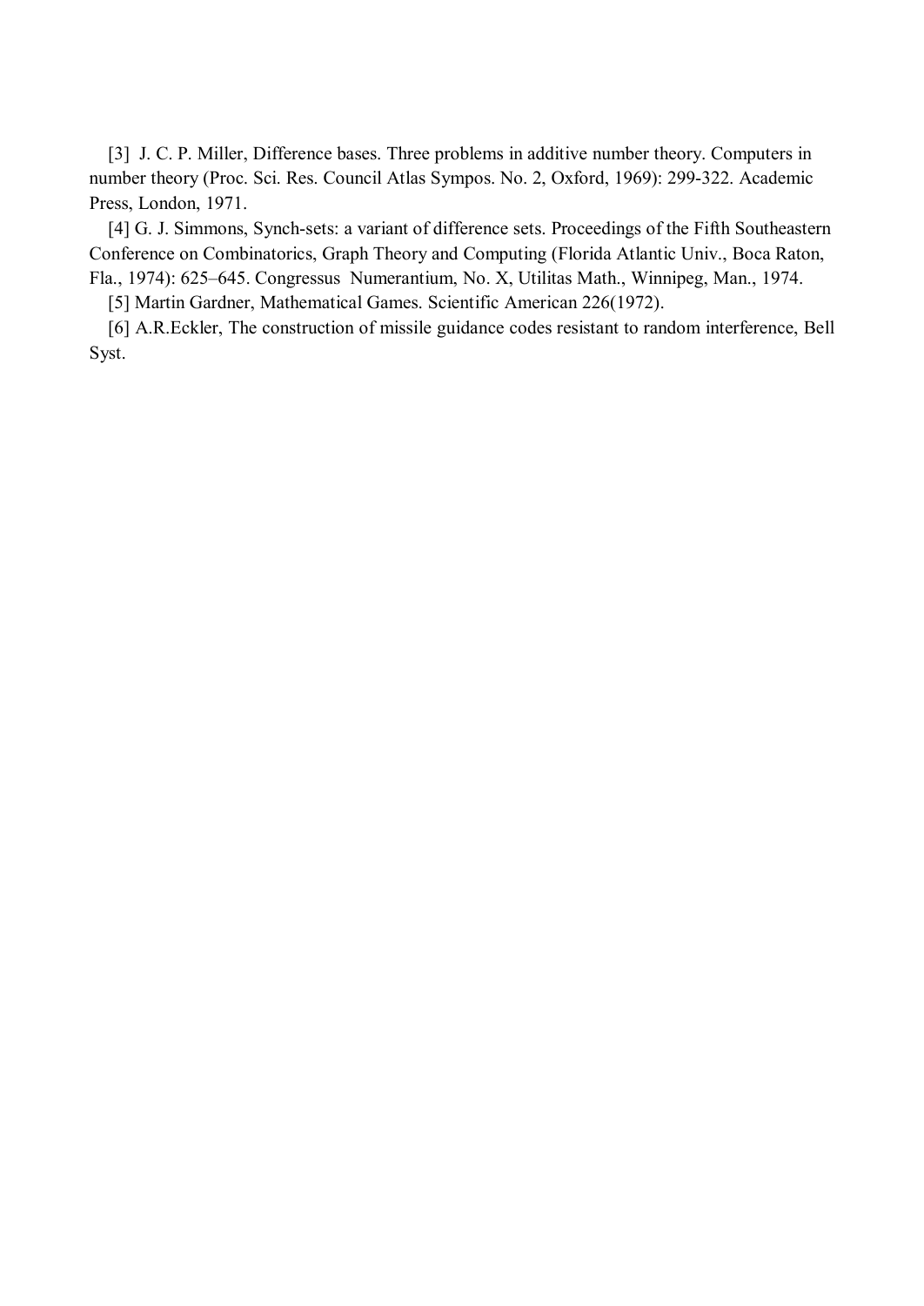[3] J. C. P. Miller, Difference bases. Three problems in additive number theory. Computers in number theory (Proc. Sci. Res. Council Atlas Sympos. No. 2, Oxford, 1969): 299-322. Academic Press, London, 1971.

[4] G. J. Simmons, Synch-sets: a variant of difference sets. Proceedings of the Fifth Southeastern Conference on Combinatorics, Graph Theory and Computing (Florida Atlantic Univ., Boca Raton, Fla., 1974): 625–645. Congressus Numerantium, No. X, Utilitas Math., Winnipeg, Man., 1974.

[5] Martin Gardner, Mathematical Games. Scientific American 226(1972).

[6] A.R.Eckler, The construction of missile guidance codes resistant to random interference, Bell Syst.